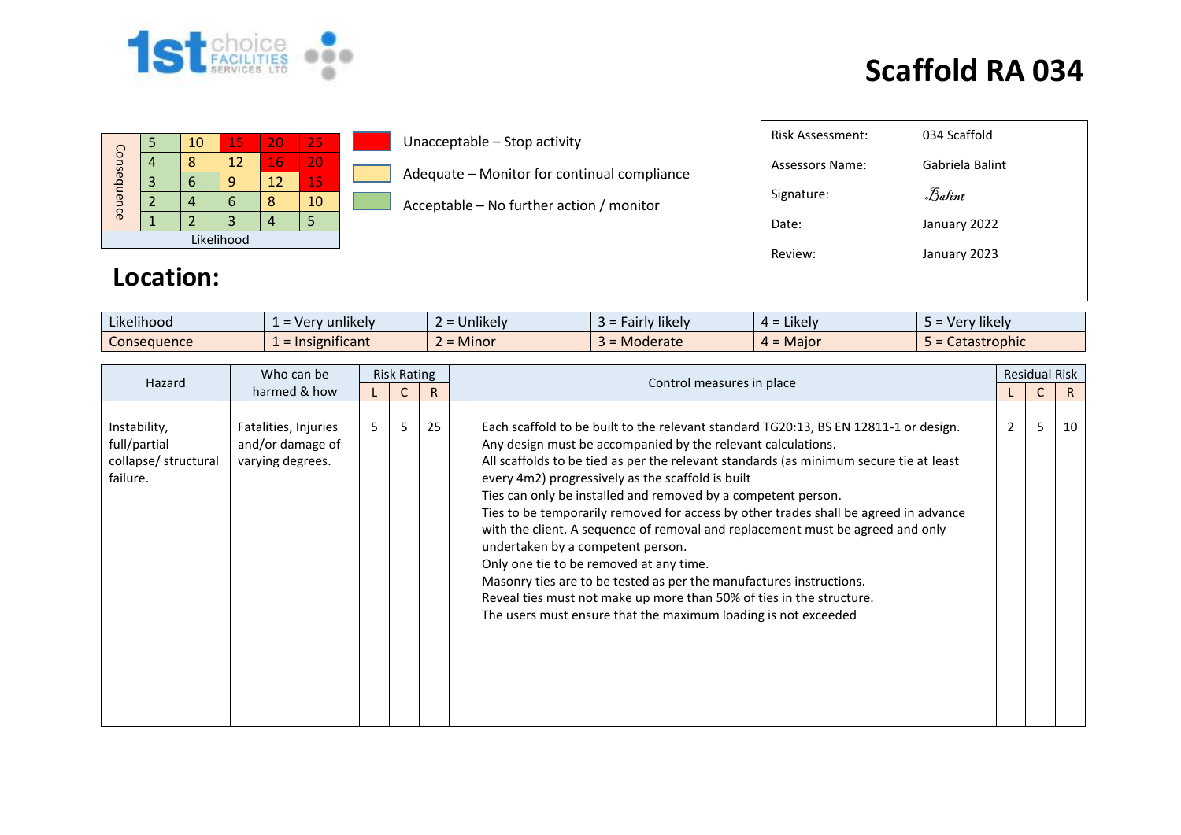# Scaffold RA 034

| Consequence | | | | | |
|---|---|---|---|---|---|
| | 5 | 10 | 15 | 20 | 25 |
| | 4 | 8 | 12 | 16 | 20 |
| | 3 | 6 | 9 | 12 | 15 |
| | 2 | 4 | 6 | 8 | 10 |
| | 1 | 2 | 3 | 4 | 5 |
| | Likelihood | | | | |

- Unacceptable – Stop activity
- Adequate – Monitor for continual compliance
- Acceptable – No further action / monitor

| | |
|---|---|
| Risk Assessment: | 034 Scaffold |
| Assessors Name: | Gabriela Balint |
| Signature: | Balint |
| Date: | January 2022 |
| Review: | January 2023 |

## Location:

| | | | | | |
|---|---|---|---|---|---|
| Likelihood | 1 = Very unlikely | 2 = Unlikely | 3 = Fairly likely | 4 = Likely | 5 = Very likely |
| Consequence | 1 = Insignificant | 2 = Minor | 3 = Moderate | 4 = Major | 5 = Catastrophic |

| Hazard | Who can be harmed & how | Risk Rating | | | Control measures in place | Residual Risk | | |
|---|---|---|---|---|---|---|---|---|
| | | L | C | R | | L | C | R |
| Instability, full/partial collapse/ structural failure. | Fatalities, Injuries and/or damage of varying degrees. | 5 | 5 | 25 | Each scaffold to be built to the relevant standard TG20:13, BS EN 12811-1 or design.<br>Any design must be accompanied by the relevant calculations.<br>All scaffolds to be tied as per the relevant standards (as minimum secure tie at least every 4m2) progressively as the scaffold is built<br>Ties can only be installed and removed by a competent person.<br>Ties to be temporarily removed for access by other trades shall be agreed in advance with the client. A sequence of removal and replacement must be agreed and only undertaken by a competent person.<br>Only one tie to be removed at any time.<br>Masonry ties are to be tested as per the manufactures instructions.<br>Reveal ties must not make up more than 50% of ties in the structure.<br>The users must ensure that the maximum loading is not exceeded | 2 | 5 | 10 |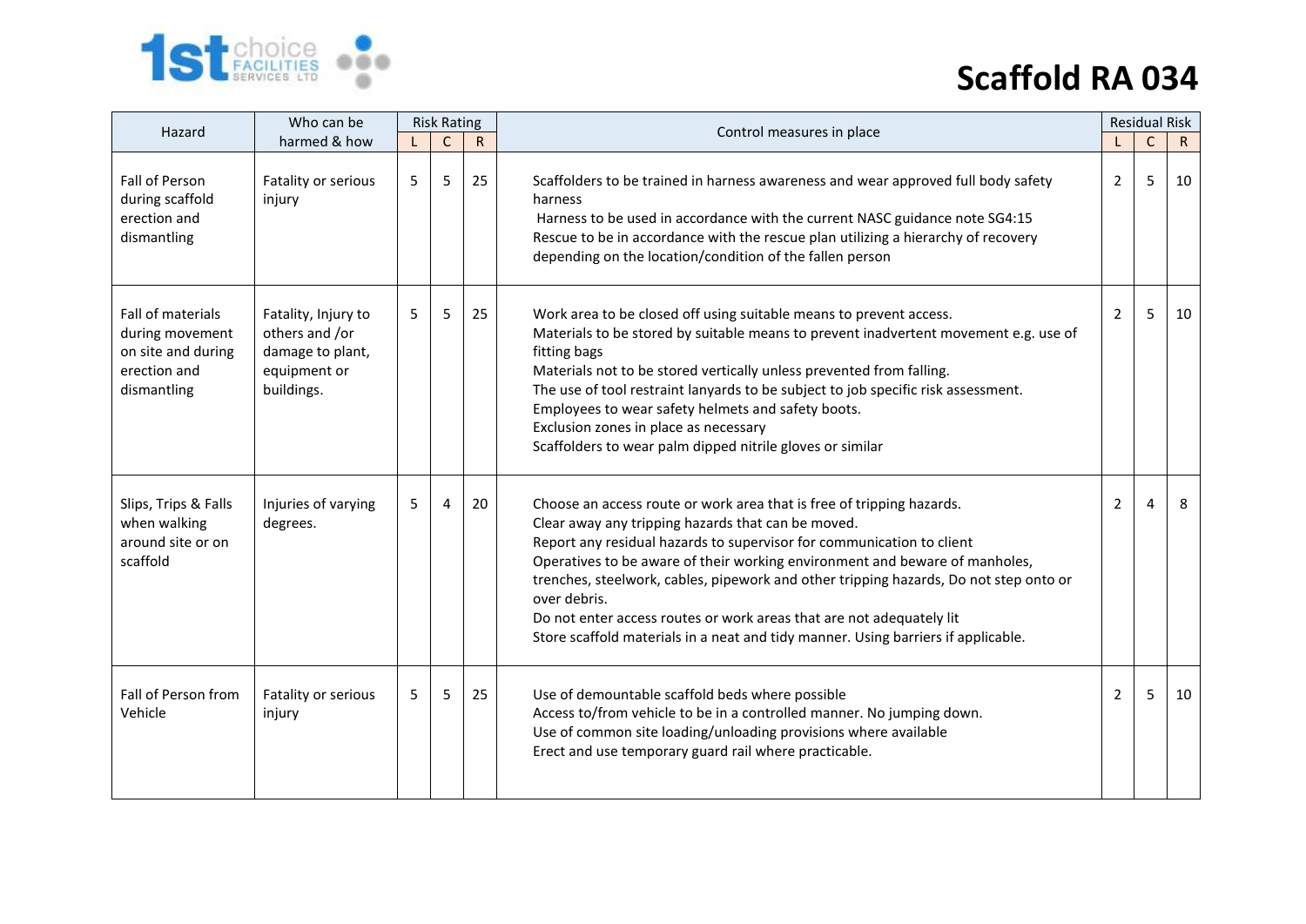# Scaffold RA 034

| Hazard | Who can be harmed & how | Risk Rating | | | Control measures in place | Residual Risk | | |
|---|---|---|---|---|---|---|---|---|
| | | L | C | R | | L | C | R |
| Fall of Person during scaffold erection and dismantling | Fatality or serious injury | 5 | 5 | 25 | Scaffolders to be trained in harness awareness and wear approved full body safety harness<br>Harness to be used in accordance with the current NASC guidance note SG4:15<br>Rescue to be in accordance with the rescue plan utilizing a hierarchy of recovery depending on the location/condition of the fallen person | 2 | 5 | 10 |
| Fall of materials during movement on site and during erection and dismantling | Fatality, Injury to others and /or damage to plant, equipment or buildings. | 5 | 5 | 25 | Work area to be closed off using suitable means to prevent access.<br>Materials to be stored by suitable means to prevent inadvertent movement e.g. use of fitting bags<br>Materials not to be stored vertically unless prevented from falling.<br>The use of tool restraint lanyards to be subject to job specific risk assessment.<br>Employees to wear safety helmets and safety boots.<br>Exclusion zones in place as necessary<br>Scaffolders to wear palm dipped nitrile gloves or similar | 2 | 5 | 10 |
| Slips, Trips & Falls when walking around site or on scaffold | Injuries of varying degrees. | 5 | 4 | 20 | Choose an access route or work area that is free of tripping hazards.<br>Clear away any tripping hazards that can be moved.<br>Report any residual hazards to supervisor for communication to client<br>Operatives to be aware of their working environment and beware of manholes, trenches, steelwork, cables, pipework and other tripping hazards, Do not step onto or over debris.<br>Do not enter access routes or work areas that are not adequately lit<br>Store scaffold materials in a neat and tidy manner. Using barriers if applicable. | 2 | 4 | 8 |
| Fall of Person from Vehicle | Fatality or serious injury | 5 | 5 | 25 | Use of demountable scaffold beds where possible<br>Access to/from vehicle to be in a controlled manner. No jumping down.<br>Use of common site loading/unloading provisions where available<br>Erect and use temporary guard rail where practicable. | 2 | 5 | 10 |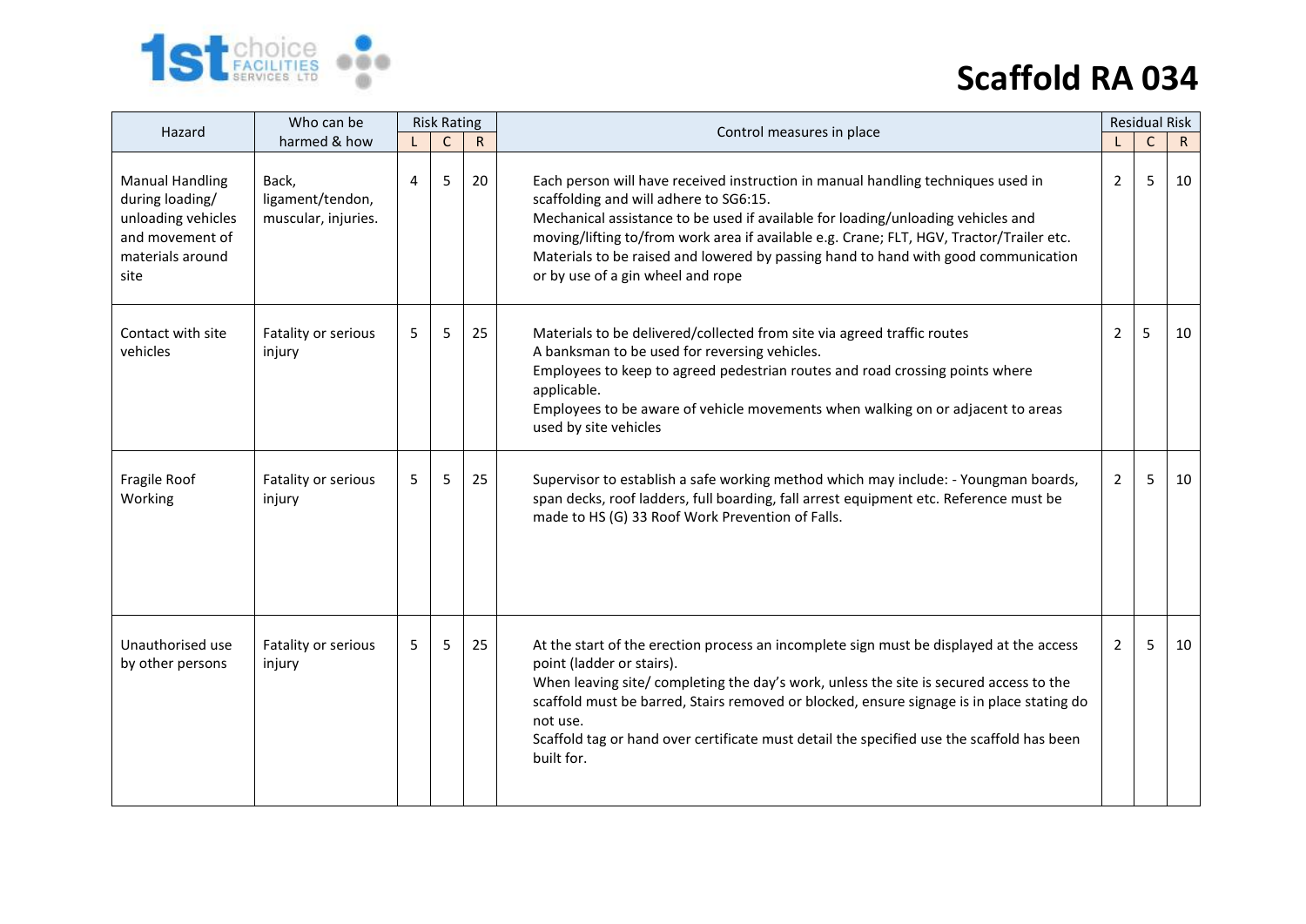# Scaffold RA 034

| Hazard | Who can be harmed & how | Risk Rating | | | Control measures in place | Residual Risk | | |
|---|---|---|---|---|---|---|---|---|
| | | L | C | R | | L | C | R |
| Manual Handling during loading/ unloading vehicles and movement of materials around site | Back, ligament/tendon, muscular, injuries. | 4 | 5 | 20 | Each person will have received instruction in manual handling techniques used in scaffolding and will adhere to SG6:15.<br>Mechanical assistance to be used if available for loading/unloading vehicles and moving/lifting to/from work area if available e.g. Crane; FLT, HGV, Tractor/Trailer etc.<br>Materials to be raised and lowered by passing hand to hand with good communication or by use of a gin wheel and rope | 2 | 5 | 10 |
| Contact with site vehicles | Fatality or serious injury | 5 | 5 | 25 | Materials to be delivered/collected from site via agreed traffic routes<br>A banksman to be used for reversing vehicles.<br>Employees to keep to agreed pedestrian routes and road crossing points where applicable.<br>Employees to be aware of vehicle movements when walking on or adjacent to areas used by site vehicles | 2 | 5 | 10 |
| Fragile Roof Working | Fatality or serious injury | 5 | 5 | 25 | Supervisor to establish a safe working method which may include: - Youngman boards, span decks, roof ladders, full boarding, fall arrest equipment etc. Reference must be made to HS (G) 33 Roof Work Prevention of Falls. | 2 | 5 | 10 |
| Unauthorised use by other persons | Fatality or serious injury | 5 | 5 | 25 | At the start of the erection process an incomplete sign must be displayed at the access point (ladder or stairs).<br>When leaving site/ completing the day's work, unless the site is secured access to the scaffold must be barred, Stairs removed or blocked, ensure signage is in place stating do not use.<br>Scaffold tag or hand over certificate must detail the specified use the scaffold has been built for. | 2 | 5 | 10 |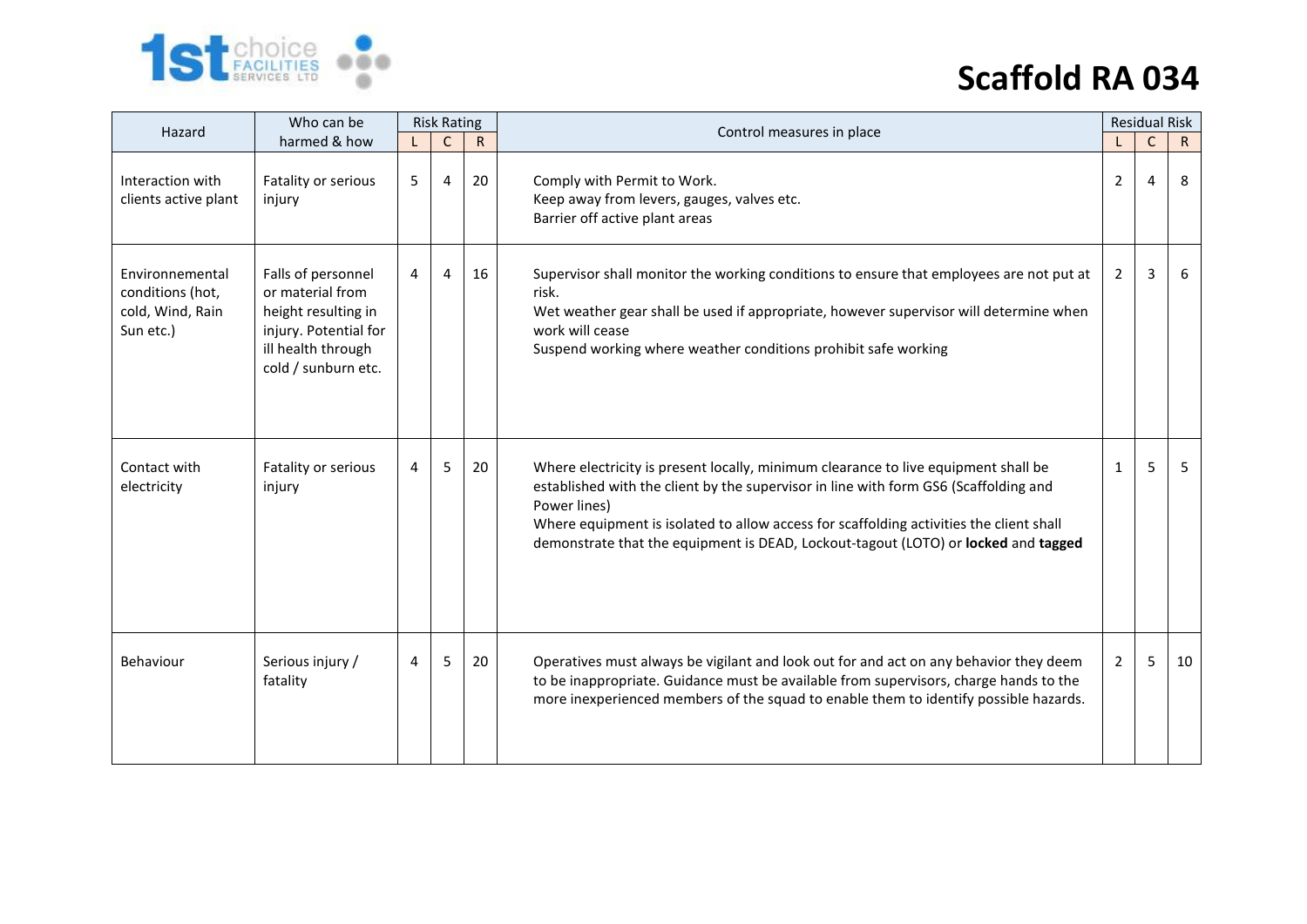# Scaffold RA 034

| Hazard | Who can be harmed & how | Risk Rating | | | Control measures in place | Residual Risk | | |
|---|---|---|---|---|---|---|---|---|
| | | L | C | R | | L | C | R |
| Interaction with clients active plant | Fatality or serious injury | 5 | 4 | 20 | Comply with Permit to Work.<br>Keep away from levers, gauges, valves etc.<br>Barrier off active plant areas | 2 | 4 | 8 |
| Environmental conditions (hot, cold, Wind, Rain Sun etc.) | Falls of personnel or material from height resulting in injury. Potential for ill health through cold / sunburn etc. | 4 | 4 | 16 | Supervisor shall monitor the working conditions to ensure that employees are not put at risk.<br>Wet weather gear shall be used if appropriate, however supervisor will determine when work will cease<br>Suspend working where weather conditions prohibit safe working | 2 | 3 | 6 |
| Contact with electricity | Fatality or serious injury | 4 | 5 | 20 | Where electricity is present locally, minimum clearance to live equipment shall be established with the client by the supervisor in line with form GS6 (Scaffolding and Power lines)<br>Where equipment is isolated to allow access for scaffolding activities the client shall demonstrate that the equipment is DEAD, Lockout-tagout (LOTO) or **locked** and **tagged** | 1 | 5 | 5 |
| Behaviour | Serious injury / fatality | 4 | 5 | 20 | Operatives must always be vigilant and look out for and act on any behavior they deem to be inappropriate. Guidance must be available from supervisors, charge hands to the more inexperienced members of the squad to enable them to identify possible hazards. | 2 | 5 | 10 |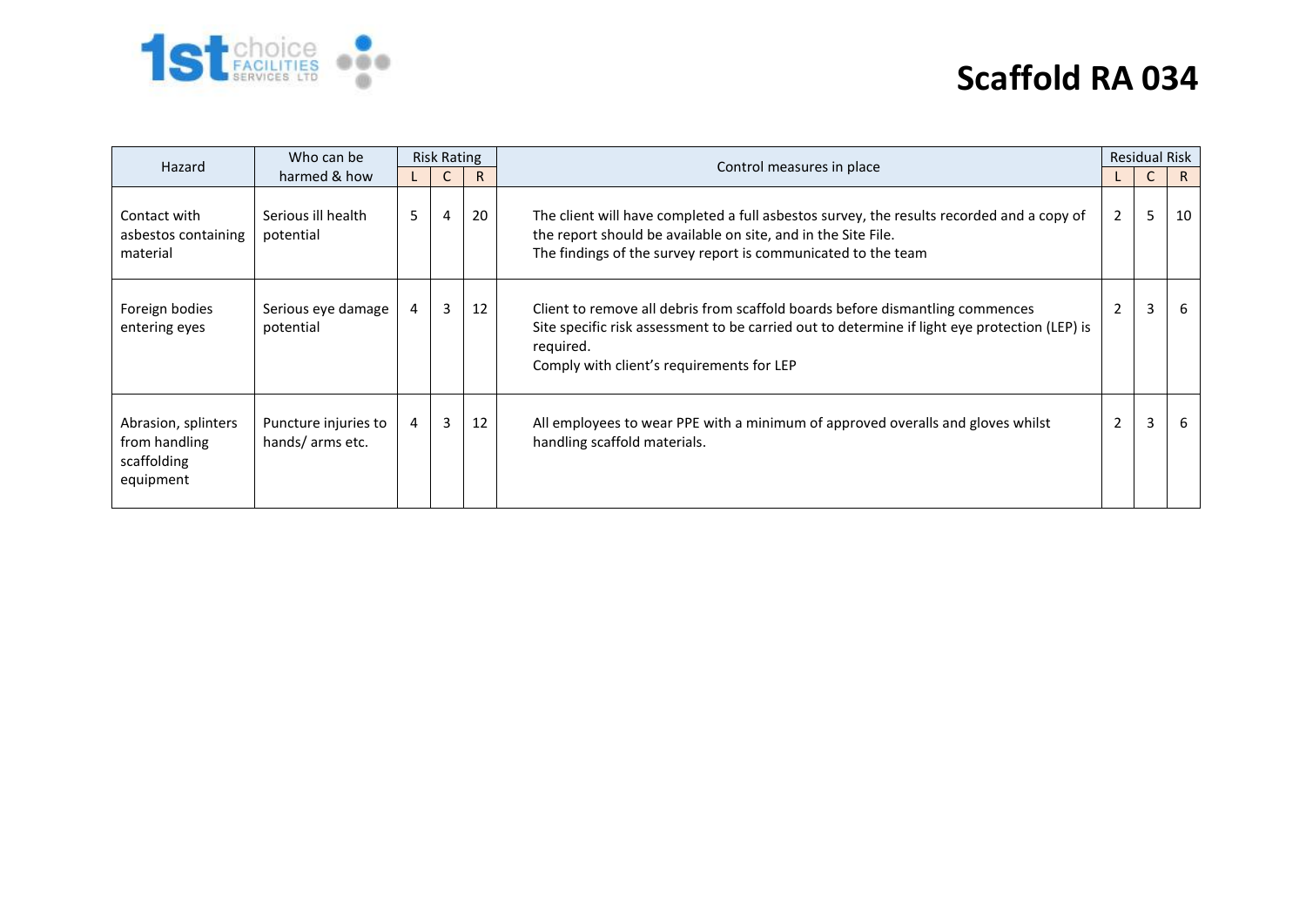# Scaffold RA 034

| Hazard | Who can be harmed & how | Risk Rating | | | Control measures in place | Residual Risk | | |
|---|---|---|---|---|---|---|---|---|
| | | L | C | R | | L | C | R |
| Contact with asbestos containing material | Serious ill health potential | 5 | 4 | 20 | The client will have completed a full asbestos survey, the results recorded and a copy of the report should be available on site, and in the Site File.<br>The findings of the survey report is communicated to the team | 2 | 5 | 10 |
| Foreign bodies entering eyes | Serious eye damage potential | 4 | 3 | 12 | Client to remove all debris from scaffold boards before dismantling commences<br>Site specific risk assessment to be carried out to determine if light eye protection (LEP) is required.<br>Comply with client's requirements for LEP | 2 | 3 | 6 |
| Abrasion, splinters from handling scaffolding equipment | Puncture injuries to hands/ arms etc. | 4 | 3 | 12 | All employees to wear PPE with a minimum of approved overalls and gloves whilst handling scaffold materials. | 2 | 3 | 6 |